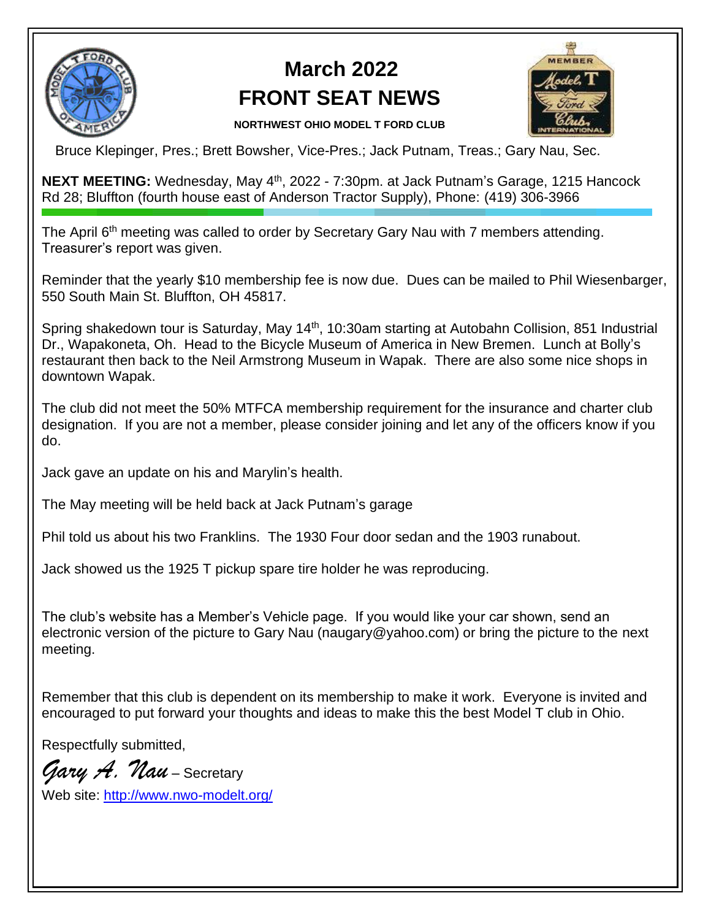# March 2022
# FRONT SEAT NEWS

**NORTHWEST OHIO MODEL T FORD CLUB**

Bruce Klepinger, Pres.; Brett Bowsher, Vice-Pres.; Jack Putnam, Treas.; Gary Nau, Sec.

**NEXT MEETING:** Wednesday, May 4th, 2022 - 7:30pm. at Jack Putnam's Garage, 1215 Hancock Rd 28; Bluffton (fourth house east of Anderson Tractor Supply), Phone: (419) 306-3966

The April 6th meeting was called to order by Secretary Gary Nau with 7 members attending. Treasurer's report was given.

Reminder that the yearly $10 membership fee is now due. Dues can be mailed to Phil Wiesenbarger, 550 South Main St. Bluffton, OH 45817.

Spring shakedown tour is Saturday, May 14th, 10:30am starting at Autobahn Collision, 851 Industrial Dr., Wapakoneta, Oh. Head to the Bicycle Museum of America in New Bremen. Lunch at Bolly's restaurant then back to the Neil Armstrong Museum in Wapak. There are also some nice shops in downtown Wapak.

The club did not meet the 50% MTFCA membership requirement for the insurance and charter club designation. If you are not a member, please consider joining and let any of the officers know if you do.

Jack gave an update on his and Marylin's health.

The May meeting will be held back at Jack Putnam's garage

Phil told us about his two Franklins. The 1930 Four door sedan and the 1903 runabout.

Jack showed us the 1925 T pickup spare tire holder he was reproducing.

The club's website has a Member's Vehicle page. If you would like your car shown, send an electronic version of the picture to Gary Nau (naugary@yahoo.com) or bring the picture to the next meeting.

Remember that this club is dependent on its membership to make it work. Everyone is invited and encouraged to put forward your thoughts and ideas to make this the best Model T club in Ohio.

Respectfully submitted,

*Gary A. Nau* – Secretary

Web site: [http://www.nwo-modelt.org/](http://www.nwo-modelt.org/)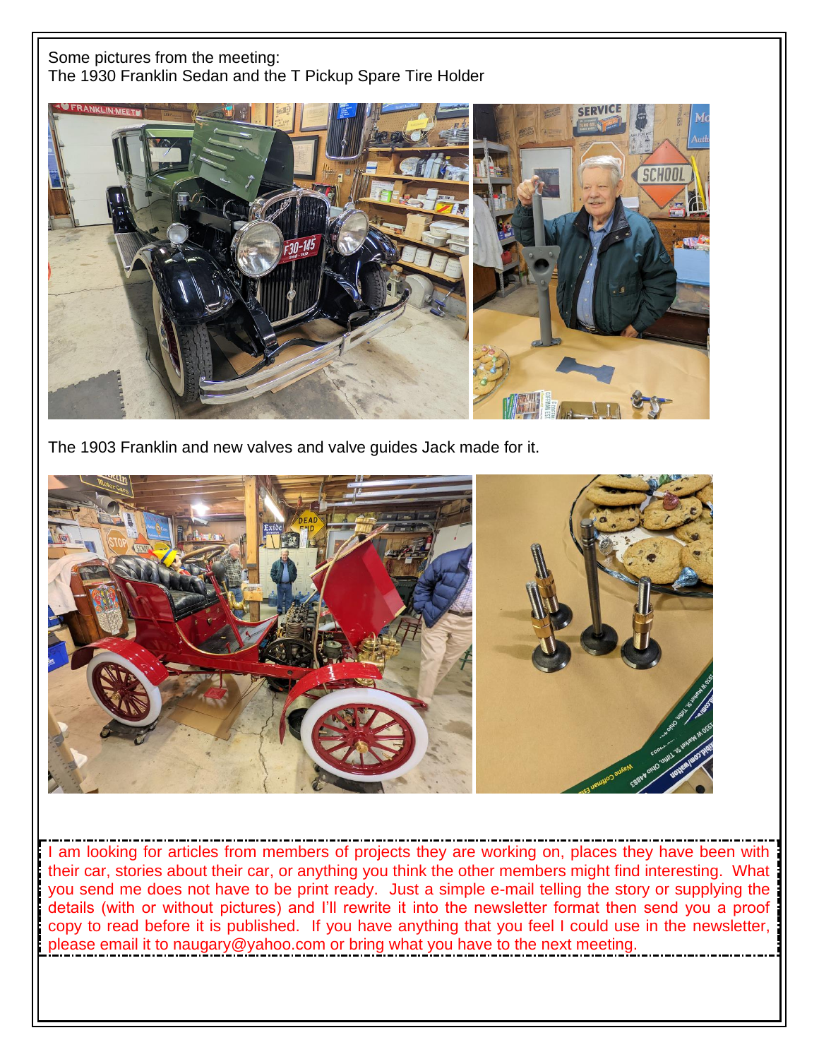Some pictures from the meeting:
The 1930 Franklin Sedan and the T Pickup Spare Tire Holder

The 1903 Franklin and new valves and valve guides Jack made for it.

I am looking for articles from members of projects they are working on, places they have been with their car, stories about their car, or anything you think the other members might find interesting. What you send me does not have to be print ready. Just a simple e-mail telling the story or supplying the details (with or without pictures) and I'll rewrite it into the newsletter format then send you a proof copy to read before it is published. If you have anything that you feel I could use in the newsletter, please email it to naugary@yahoo.com or bring what you have to the next meeting.